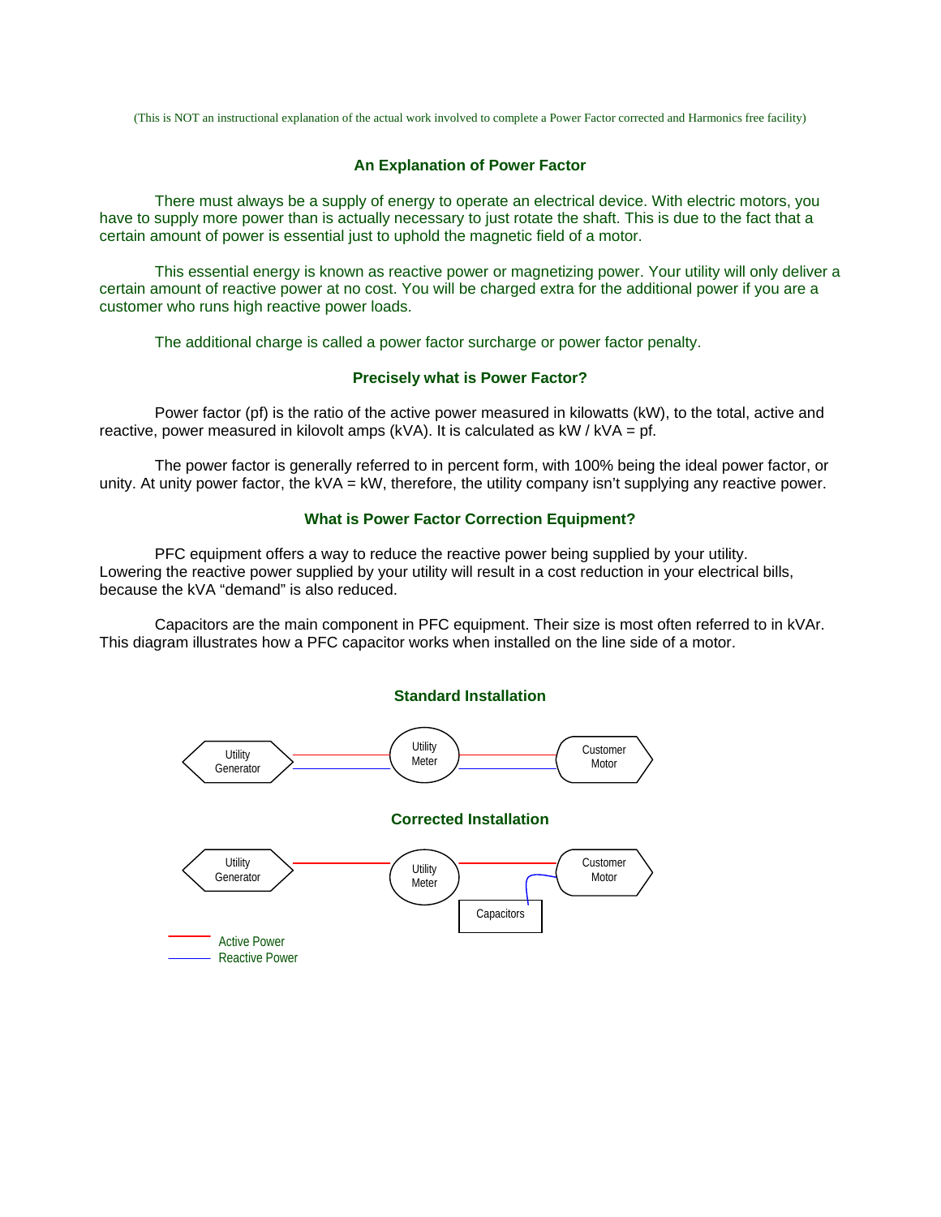(This is NOT an instructional explanation of the actual work involved to complete a Power Factor corrected and Harmonics free facility)

## An Explanation of Power Factor

There must always be a supply of energy to operate an electrical device. With electric motors, you have to supply more power than is actually necessary to just rotate the shaft. This is due to the fact that a certain amount of power is essential just to uphold the magnetic field of a motor.

This essential energy is known as reactive power or magnetizing power. Your utility will only deliver a certain amount of reactive power at no cost. You will be charged extra for the additional power if you are a customer who runs high reactive power loads.

The additional charge is called a power factor surcharge or power factor penalty.

## Precisely what is Power Factor?

Power factor (pf) is the ratio of the active power measured in kilowatts (kW), to the total, active and reactive, power measured in kilovolt amps (kVA). It is calculated as kW / kVA = pf.

The power factor is generally referred to in percent form, with 100% being the ideal power factor, or unity. At unity power factor, the kVA = kW, therefore, the utility company isn't supplying any reactive power.

## What is Power Factor Correction Equipment?

PFC equipment offers a way to reduce the reactive power being supplied by your utility. Lowering the reactive power supplied by your utility will result in a cost reduction in your electrical bills, because the kVA "demand" is also reduced.

Capacitors are the main component in PFC equipment. Their size is most often referred to in kVAr. This diagram illustrates how a PFC capacitor works when installed on the line side of a motor.

### Standard Installation

Utility Generator — Utility Meter — Customer Motor

### Corrected Installation

Utility Generator — Utility Meter — Customer Motor

Capacitors

Active Power

Reactive Power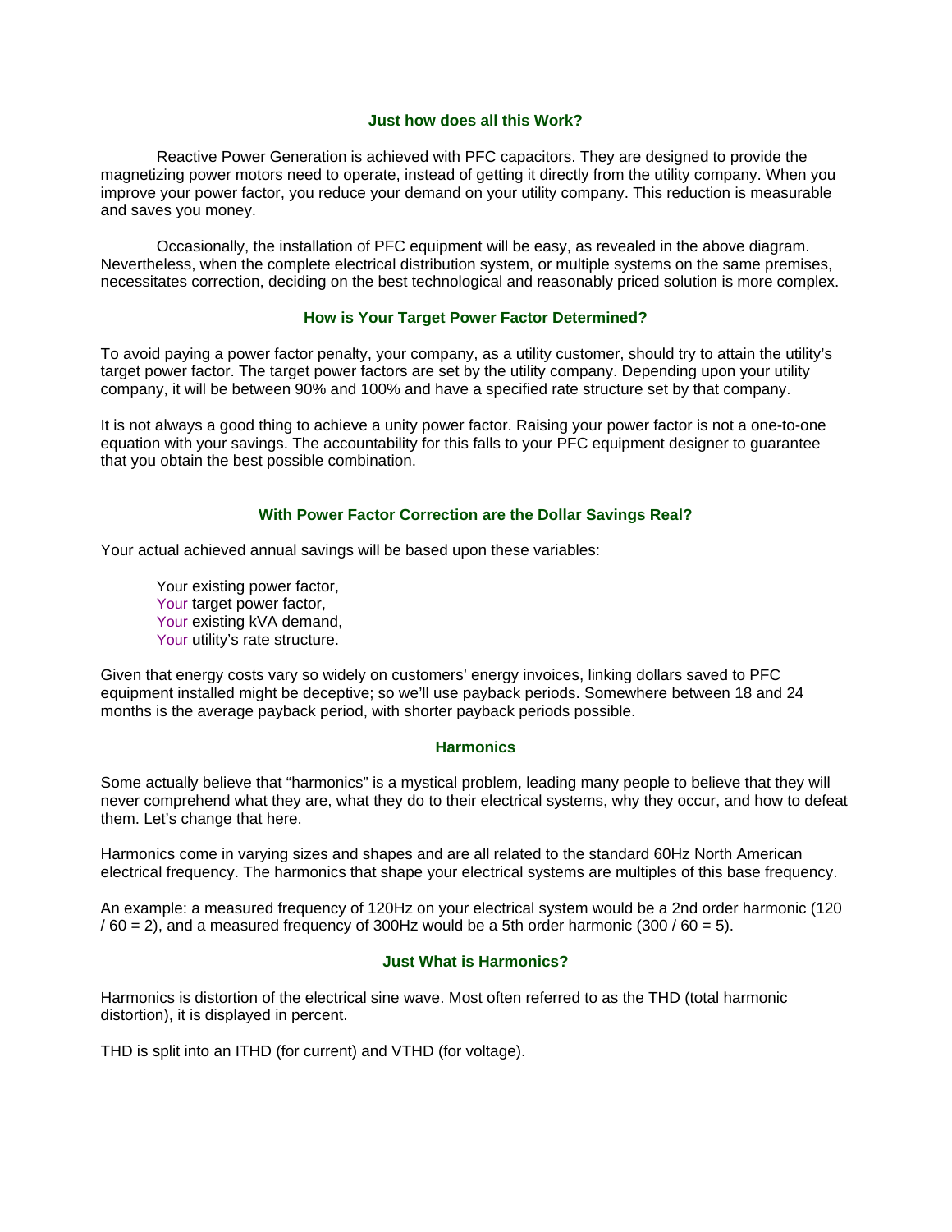### Just how does all this Work?

Reactive Power Generation is achieved with PFC capacitors. They are designed to provide the magnetizing power motors need to operate, instead of getting it directly from the utility company. When you improve your power factor, you reduce your demand on your utility company. This reduction is measurable and saves you money.

Occasionally, the installation of PFC equipment will be easy, as revealed in the above diagram. Nevertheless, when the complete electrical distribution system, or multiple systems on the same premises, necessitates correction, deciding on the best technological and reasonably priced solution is more complex.

### How is Your Target Power Factor Determined?

To avoid paying a power factor penalty, your company, as a utility customer, should try to attain the utility's target power factor. The target power factors are set by the utility company. Depending upon your utility company, it will be between 90% and 100% and have a specified rate structure set by that company.

It is not always a good thing to achieve a unity power factor. Raising your power factor is not a one-to-one equation with your savings. The accountability for this falls to your PFC equipment designer to guarantee that you obtain the best possible combination.

### With Power Factor Correction are the Dollar Savings Real?

Your actual achieved annual savings will be based upon these variables:

Your existing power factor,
Your target power factor,
Your existing kVA demand,
Your utility's rate structure.

Given that energy costs vary so widely on customers' energy invoices, linking dollars saved to PFC equipment installed might be deceptive; so we'll use payback periods. Somewhere between 18 and 24 months is the average payback period, with shorter payback periods possible.

### Harmonics

Some actually believe that "harmonics" is a mystical problem, leading many people to believe that they will never comprehend what they are, what they do to their electrical systems, why they occur, and how to defeat them. Let's change that here.

Harmonics come in varying sizes and shapes and are all related to the standard 60Hz North American electrical frequency. The harmonics that shape your electrical systems are multiples of this base frequency.

An example: a measured frequency of 120Hz on your electrical system would be a 2nd order harmonic (120 / 60 = 2), and a measured frequency of 300Hz would be a 5th order harmonic (300 / 60 = 5).

### Just What is Harmonics?

Harmonics is distortion of the electrical sine wave. Most often referred to as the THD (total harmonic distortion), it is displayed in percent.

THD is split into an ITHD (for current) and VTHD (for voltage).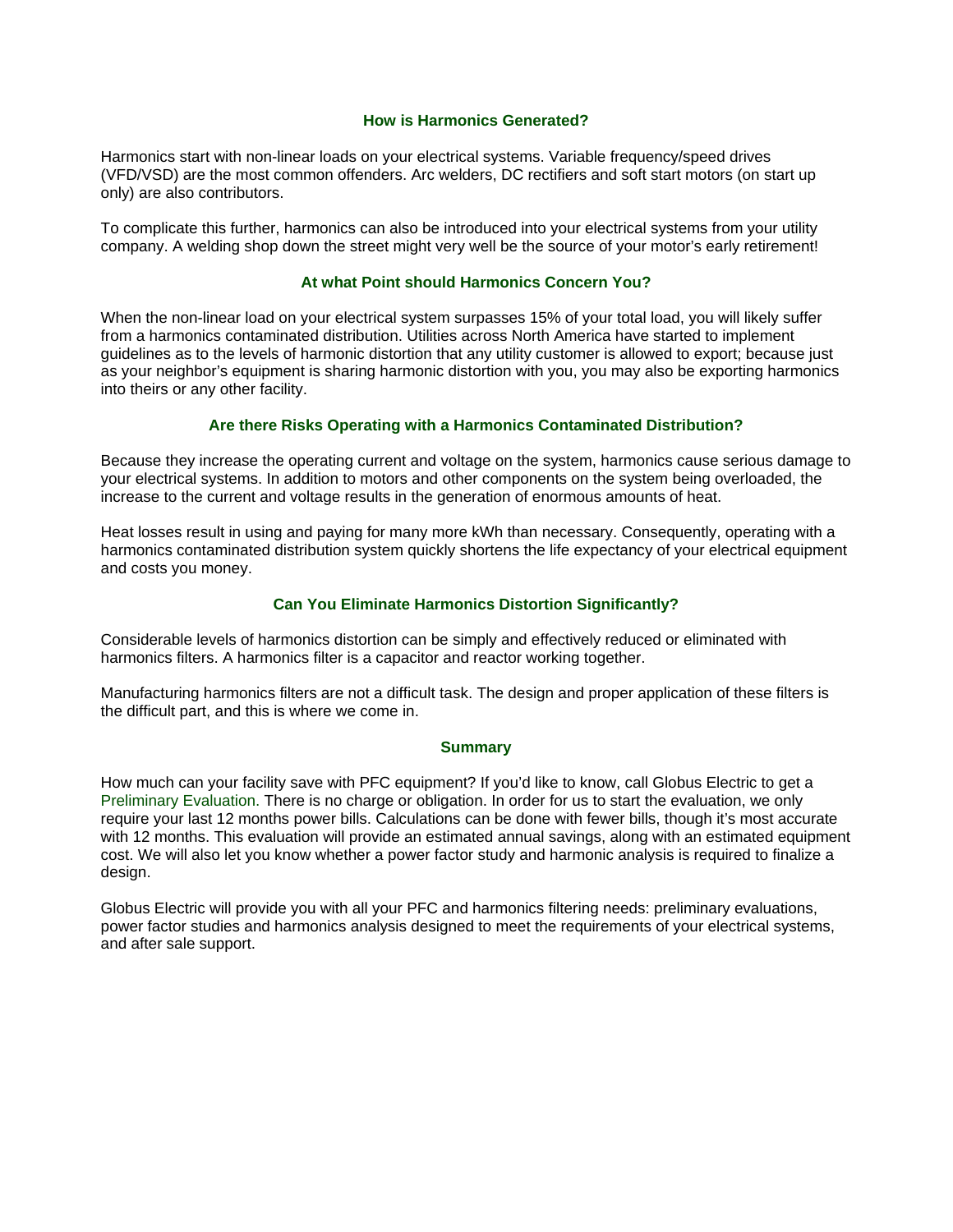### How is Harmonics Generated?

Harmonics start with non-linear loads on your electrical systems. Variable frequency/speed drives (VFD/VSD) are the most common offenders. Arc welders, DC rectifiers and soft start motors (on start up only) are also contributors.

To complicate this further, harmonics can also be introduced into your electrical systems from your utility company. A welding shop down the street might very well be the source of your motor's early retirement!

### At what Point should Harmonics Concern You?

When the non-linear load on your electrical system surpasses 15% of your total load, you will likely suffer from a harmonics contaminated distribution. Utilities across North America have started to implement guidelines as to the levels of harmonic distortion that any utility customer is allowed to export; because just as your neighbor's equipment is sharing harmonic distortion with you, you may also be exporting harmonics into theirs or any other facility.

### Are there Risks Operating with a Harmonics Contaminated Distribution?

Because they increase the operating current and voltage on the system, harmonics cause serious damage to your electrical systems. In addition to motors and other components on the system being overloaded, the increase to the current and voltage results in the generation of enormous amounts of heat.

Heat losses result in using and paying for many more kWh than necessary. Consequently, operating with a harmonics contaminated distribution system quickly shortens the life expectancy of your electrical equipment and costs you money.

### Can You Eliminate Harmonics Distortion Significantly?

Considerable levels of harmonics distortion can be simply and effectively reduced or eliminated with harmonics filters. A harmonics filter is a capacitor and reactor working together.

Manufacturing harmonics filters are not a difficult task. The design and proper application of these filters is the difficult part, and this is where we come in.

### Summary

How much can your facility save with PFC equipment? If you'd like to know, call Globus Electric to get a Preliminary Evaluation. There is no charge or obligation. In order for us to start the evaluation, we only require your last 12 months power bills. Calculations can be done with fewer bills, though it's most accurate with 12 months. This evaluation will provide an estimated annual savings, along with an estimated equipment cost. We will also let you know whether a power factor study and harmonic analysis is required to finalize a design.

Globus Electric will provide you with all your PFC and harmonics filtering needs: preliminary evaluations, power factor studies and harmonics analysis designed to meet the requirements of your electrical systems, and after sale support.